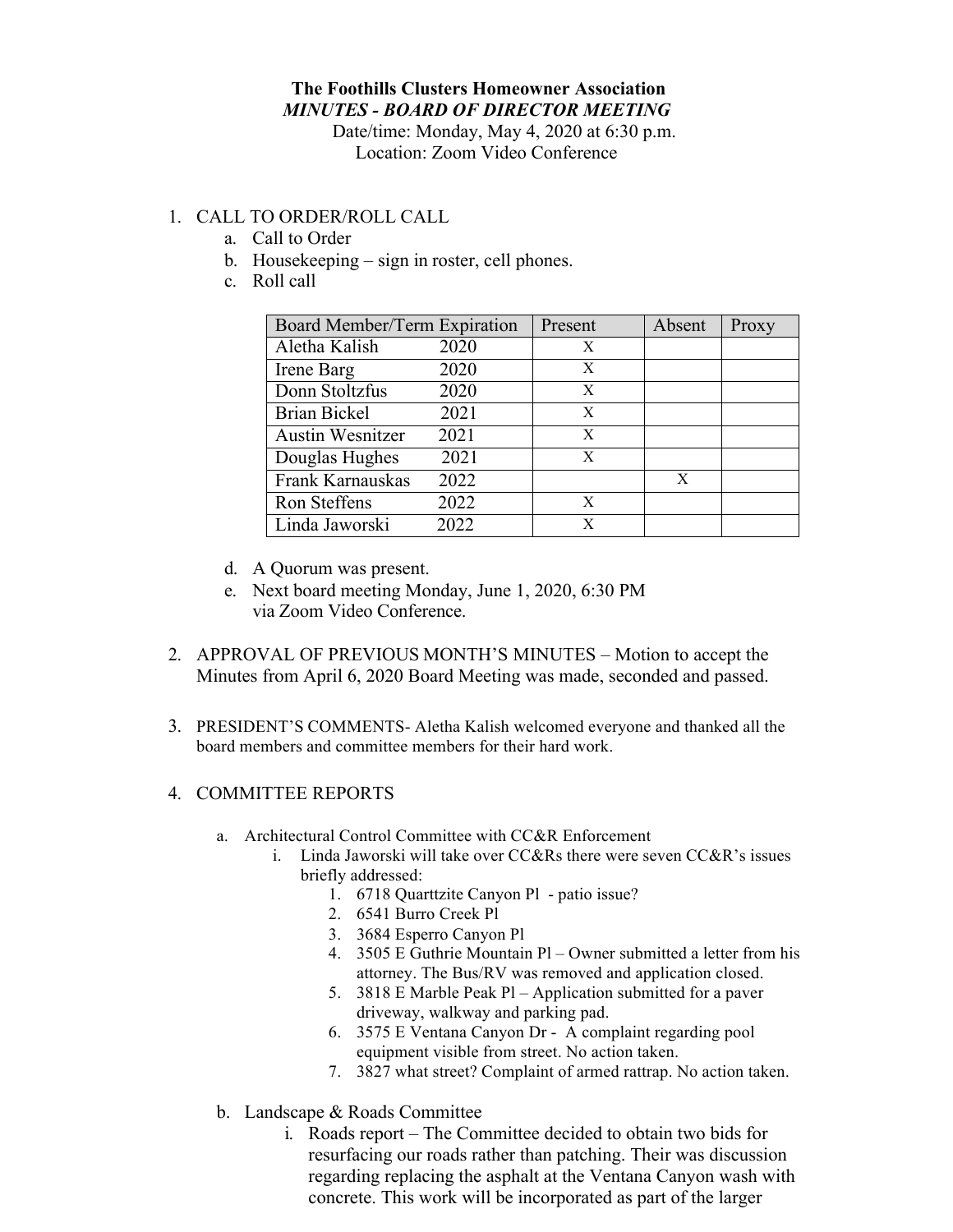**The Foothills Clusters Homeowner Association**

***MINUTES - BOARD OF DIRECTOR MEETING***

Date/time: Monday, May 4, 2020 at 6:30 p.m.

Location: Zoom Video Conference

1. CALL TO ORDER/ROLL CALL
   a. Call to Order
   b. Housekeeping – sign in roster, cell phones.
   c. Roll call

| Board Member/Term Expiration | Present | Absent | Proxy |
|---|---|---|---|
| Aletha Kalish 2020 | X | | |
| Irene Barg 2020 | X | | |
| Donn Stoltzfus 2020 | X | | |
| Brian Bickel 2021 | X | | |
| Austin Wesnitzer 2021 | X | | |
| Douglas Hughes 2021 | X | | |
| Frank Karnauskas 2022 | | X | |
| Ron Steffens 2022 | X | | |
| Linda Jaworski 2022 | X | | |

   d. A Quorum was present.
   e. Next board meeting Monday, June 1, 2020, 6:30 PM via Zoom Video Conference.

2. APPROVAL OF PREVIOUS MONTH'S MINUTES – Motion to accept the Minutes from April 6, 2020 Board Meeting was made, seconded and passed.

3. PRESIDENT'S COMMENTS- Aletha Kalish welcomed everyone and thanked all the board members and committee members for their hard work.

4. COMMITTEE REPORTS

   a. Architectural Control Committee with CC&R Enforcement
      i. Linda Jaworski will take over CC&Rs there were seven CC&R's issues briefly addressed:
         1. 6718 Quarttzite Canyon Pl - patio issue?
         2. 6541 Burro Creek Pl
         3. 3684 Esperro Canyon Pl
         4. 3505 E Guthrie Mountain Pl – Owner submitted a letter from his attorney. The Bus/RV was removed and application closed.
         5. 3818 E Marble Peak Pl – Application submitted for a paver driveway, walkway and parking pad.
         6. 3575 E Ventana Canyon Dr - A complaint regarding pool equipment visible from street. No action taken.
         7. 3827 what street? Complaint of armed rattrap. No action taken.

   b. Landscape & Roads Committee
      i. Roads report – The Committee decided to obtain two bids for resurfacing our roads rather than patching. Their was discussion regarding replacing the asphalt at the Ventana Canyon wash with concrete. This work will be incorporated as part of the larger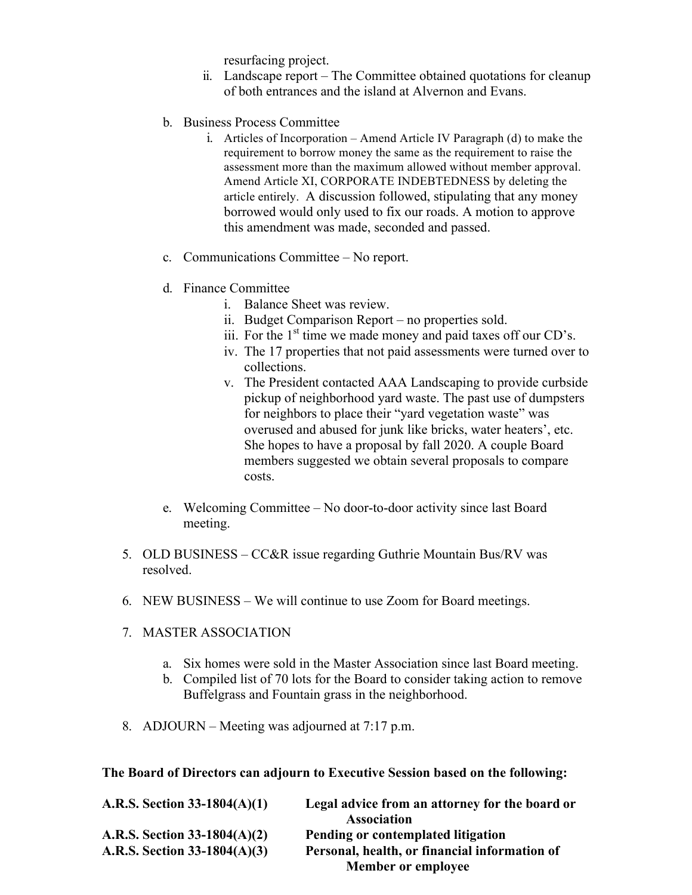resurfacing project.

   ii. Landscape report – The Committee obtained quotations for cleanup of both entrances and the island at Alvernon and Evans.

b. Business Process Committee
   i. Articles of Incorporation – Amend Article IV Paragraph (d) to make the requirement to borrow money the same as the requirement to raise the assessment more than the maximum allowed without member approval. Amend Article XI, CORPORATE INDEBTEDNESS by deleting the article entirely. A discussion followed, stipulating that any money borrowed would only used to fix our roads. A motion to approve this amendment was made, seconded and passed.

c. Communications Committee – No report.

d. Finance Committee
   i. Balance Sheet was review.
   ii. Budget Comparison Report – no properties sold.
   iii. For the 1st time we made money and paid taxes off our CD's.
   iv. The 17 properties that not paid assessments were turned over to collections.
   v. The President contacted AAA Landscaping to provide curbside pickup of neighborhood yard waste. The past use of dumpsters for neighbors to place their "yard vegetation waste" was overused and abused for junk like bricks, water heaters', etc. She hopes to have a proposal by fall 2020. A couple Board members suggested we obtain several proposals to compare costs.

e. Welcoming Committee – No door-to-door activity since last Board meeting.

5. OLD BUSINESS – CC&R issue regarding Guthrie Mountain Bus/RV was resolved.

6. NEW BUSINESS – We will continue to use Zoom for Board meetings.

7. MASTER ASSOCIATION

   a. Six homes were sold in the Master Association since last Board meeting.
   b. Compiled list of 70 lots for the Board to consider taking action to remove Buffelgrass and Fountain grass in the neighborhood.

8. ADJOURN – Meeting was adjourned at 7:17 p.m.

**The Board of Directors can adjourn to Executive Session based on the following:**

| | |
|---|---|
| **A.R.S. Section 33-1804(A)(1)** | **Legal advice from an attorney for the board or Association** |
| **A.R.S. Section 33-1804(A)(2)** | **Pending or contemplated litigation** |
| **A.R.S. Section 33-1804(A)(3)** | **Personal, health, or financial information of Member or employee** |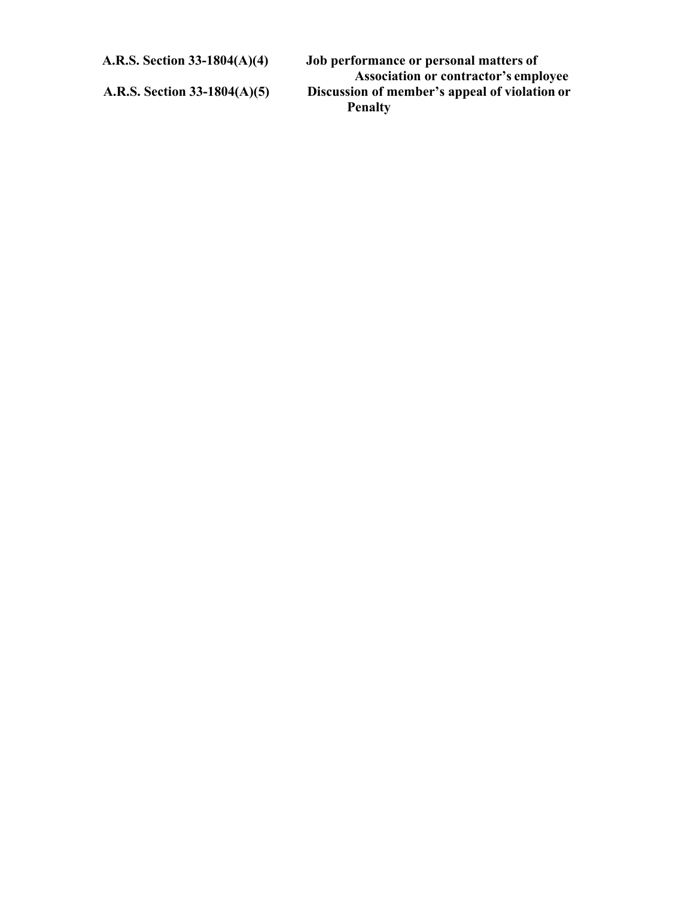| | |
|---|---|
| **A.R.S. Section 33-1804(A)(4)** | **Job performance or personal matters of Association or contractor's employee** |
| **A.R.S. Section 33-1804(A)(5)** | **Discussion of member's appeal of violation or Penalty** |